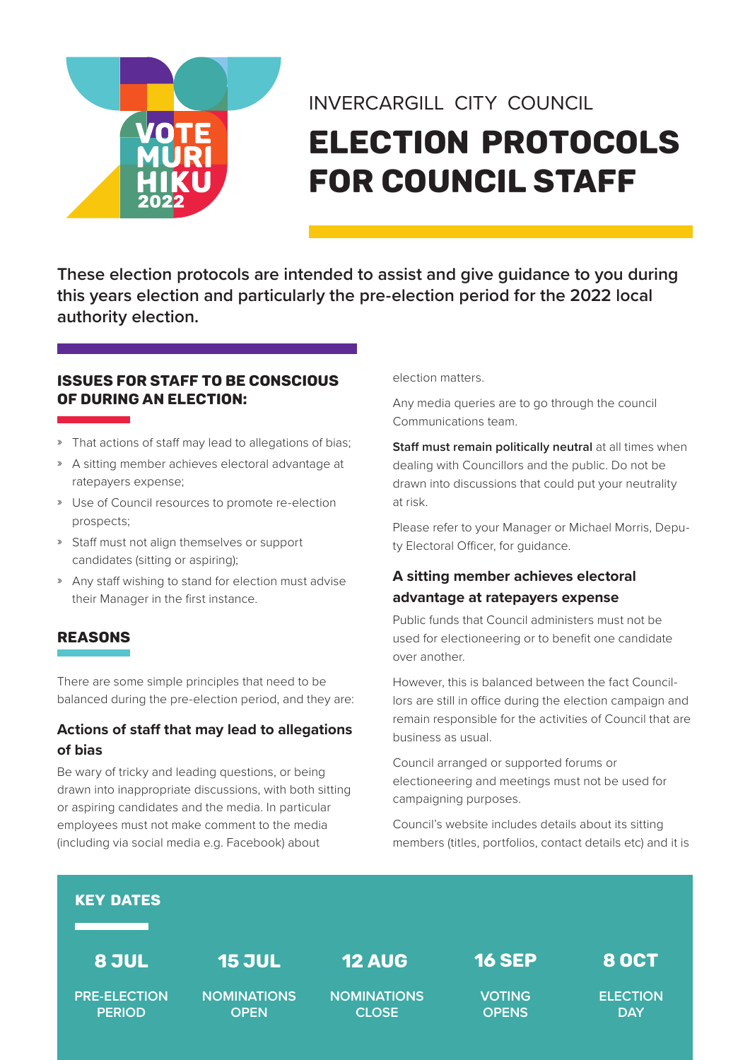INVERCARGILL CITY COUNCIL

# ELECTION PROTOCOLS FOR COUNCIL STAFF

**These election protocols are intended to assist and give guidance to you during this years election and particularly the pre-election period for the 2022 local authority election.**

## ISSUES FOR STAFF TO BE CONSCIOUS OF DURING AN ELECTION:

- That actions of staff may lead to allegations of bias;
- A sitting member achieves electoral advantage at ratepayers expense;
- Use of Council resources to promote re-election prospects;
- Staff must not align themselves or support candidates (sitting or aspiring);
- Any staff wishing to stand for election must advise their Manager in the first instance.

## REASONS

There are some simple principles that need to be balanced during the pre-election period, and they are:

### Actions of staff that may lead to allegations of bias

Be wary of tricky and leading questions, or being drawn into inappropriate discussions, with both sitting or aspiring candidates and the media. In particular employees must not make comment to the media (including via social media e.g. Facebook) about election matters.

Any media queries are to go through the council Communications team.

**Staff must remain politically neutral** at all times when dealing with Councillors and the public. Do not be drawn into discussions that could put your neutrality at risk.

Please refer to your Manager or Michael Morris, Deputy Electoral Officer, for guidance.

### A sitting member achieves electoral advantage at ratepayers expense

Public funds that Council administers must not be used for electioneering or to benefit one candidate over another.

However, this is balanced between the fact Councillors are still in office during the election campaign and remain responsible for the activities of Council that are business as usual.

Council arranged or supported forums or electioneering and meetings must not be used for campaigning purposes.

Council's website includes details about its sitting members (titles, portfolios, contact details etc) and it is

## KEY DATES

| 8 JUL | 15 JUL | 12 AUG | 16 SEP | 8 OCT |
|---|---|---|---|---|
| PRE-ELECTION PERIOD | NOMINATIONS OPEN | NOMINATIONS CLOSE | VOTING OPENS | ELECTION DAY |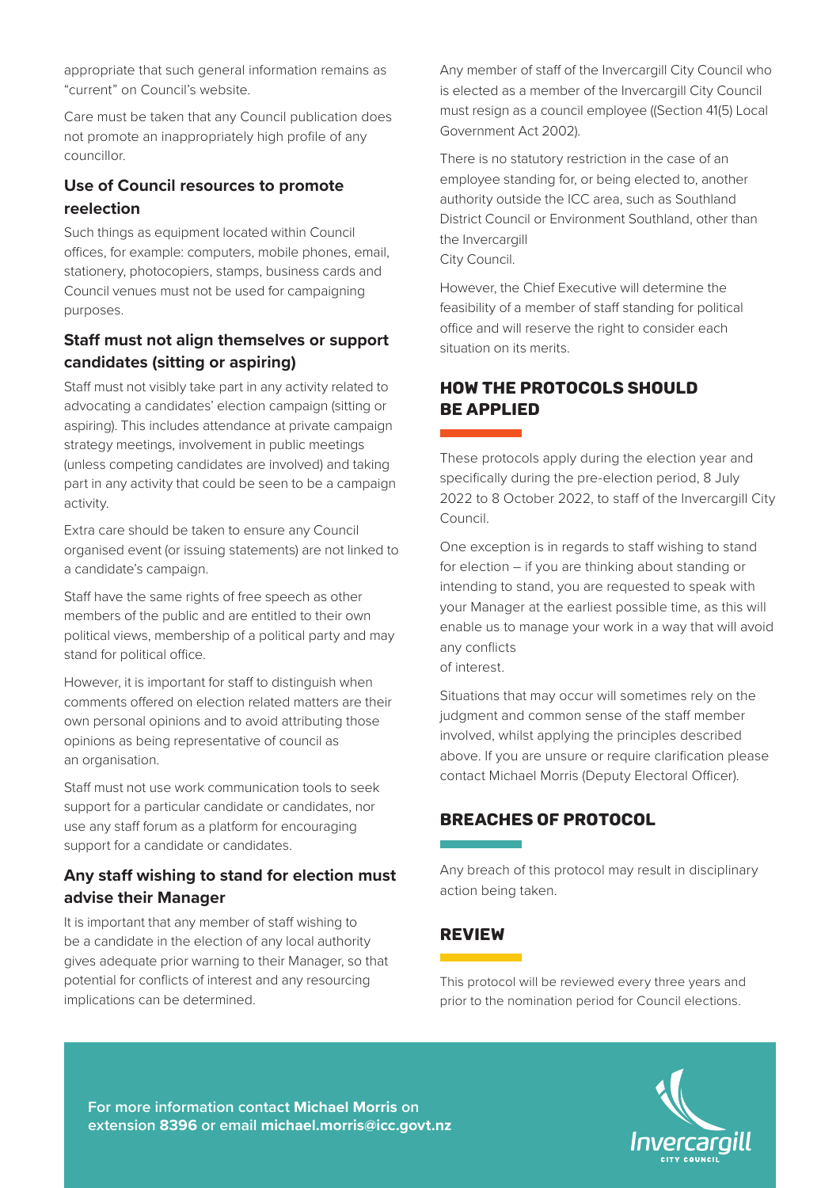appropriate that such general information remains as "current" on Council's website.

Care must be taken that any Council publication does not promote an inappropriately high profile of any councillor.

### Use of Council resources to promote reelection

Such things as equipment located within Council offices, for example: computers, mobile phones, email, stationery, photocopiers, stamps, business cards and Council venues must not be used for campaigning purposes.

### Staff must not align themselves or support candidates (sitting or aspiring)

Staff must not visibly take part in any activity related to advocating a candidates' election campaign (sitting or aspiring). This includes attendance at private campaign strategy meetings, involvement in public meetings (unless competing candidates are involved) and taking part in any activity that could be seen to be a campaign activity.

Extra care should be taken to ensure any Council organised event (or issuing statements) are not linked to a candidate's campaign.

Staff have the same rights of free speech as other members of the public and are entitled to their own political views, membership of a political party and may stand for political office.

However, it is important for staff to distinguish when comments offered on election related matters are their own personal opinions and to avoid attributing those opinions as being representative of council as an organisation.

Staff must not use work communication tools to seek support for a particular candidate or candidates, nor use any staff forum as a platform for encouraging support for a candidate or candidates.

### Any staff wishing to stand for election must advise their Manager

It is important that any member of staff wishing to be a candidate in the election of any local authority gives adequate prior warning to their Manager, so that potential for conflicts of interest and any resourcing implications can be determined.

Any member of staff of the Invercargill City Council who is elected as a member of the Invercargill City Council must resign as a council employee ((Section 41(5) Local Government Act 2002).

There is no statutory restriction in the case of an employee standing for, or being elected to, another authority outside the ICC area, such as Southland District Council or Environment Southland, other than the Invercargill City Council.

However, the Chief Executive will determine the feasibility of a member of staff standing for political office and will reserve the right to consider each situation on its merits.

## HOW THE PROTOCOLS SHOULD BE APPLIED

These protocols apply during the election year and specifically during the pre-election period, 8 July 2022 to 8 October 2022, to staff of the Invercargill City Council.

One exception is in regards to staff wishing to stand for election – if you are thinking about standing or intending to stand, you are requested to speak with your Manager at the earliest possible time, as this will enable us to manage your work in a way that will avoid any conflicts of interest.

Situations that may occur will sometimes rely on the judgment and common sense of the staff member involved, whilst applying the principles described above. If you are unsure or require clarification please contact Michael Morris (Deputy Electoral Officer).

## BREACHES OF PROTOCOL

Any breach of this protocol may result in disciplinary action being taken.

## REVIEW

This protocol will be reviewed every three years and prior to the nomination period for Council elections.

**For more information contact Michael Morris on extension 8396 or email michael.morris@icc.govt.nz**

Invercargill CITY COUNCIL